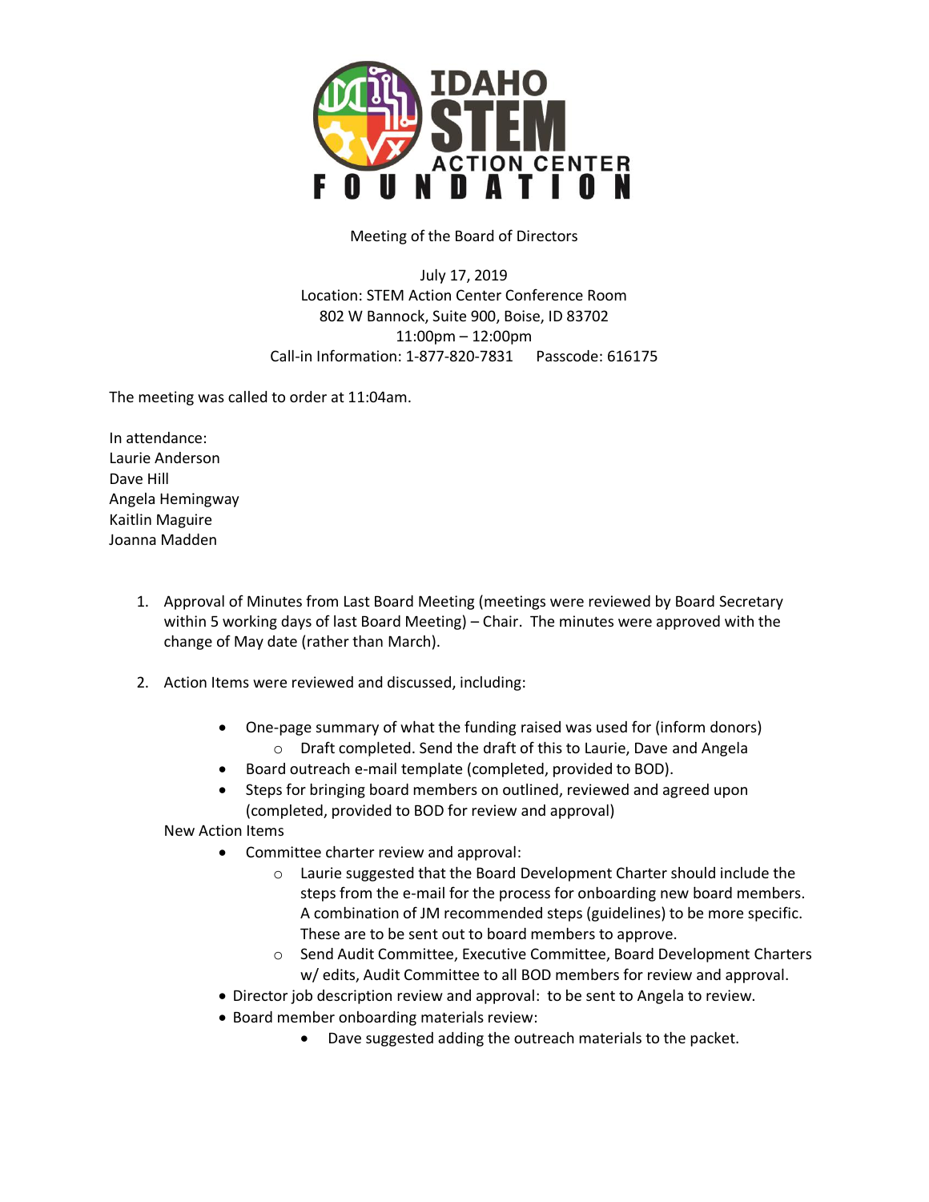Meeting of the Board of Directors

July 17, 2019
Location: STEM Action Center Conference Room
802 W Bannock, Suite 900, Boise, ID 83702
11:00pm – 12:00pm
Call-in Information: 1-877-820-7831 Passcode: 616175

The meeting was called to order at 11:04am.

In attendance:
Laurie Anderson
Dave Hill
Angela Hemingway
Kaitlin Maguire
Joanna Madden

1. Approval of Minutes from Last Board Meeting (meetings were reviewed by Board Secretary within 5 working days of last Board Meeting) – Chair. The minutes were approved with the change of May date (rather than March).

2. Action Items were reviewed and discussed, including:

    - One-page summary of what the funding raised was used for (inform donors)
        - Draft completed. Send the draft of this to Laurie, Dave and Angela
    - Board outreach e-mail template (completed, provided to BOD).
    - Steps for bringing board members on outlined, reviewed and agreed upon (completed, provided to BOD for review and approval)

    New Action Items

    - Committee charter review and approval:
        - Laurie suggested that the Board Development Charter should include the steps from the e-mail for the process for onboarding new board members. A combination of JM recommended steps (guidelines) to be more specific. These are to be sent out to board members to approve.
        - Send Audit Committee, Executive Committee, Board Development Charters w/ edits, Audit Committee to all BOD members for review and approval.
    - Director job description review and approval: to be sent to Angela to review.
    - Board member onboarding materials review:
        - Dave suggested adding the outreach materials to the packet.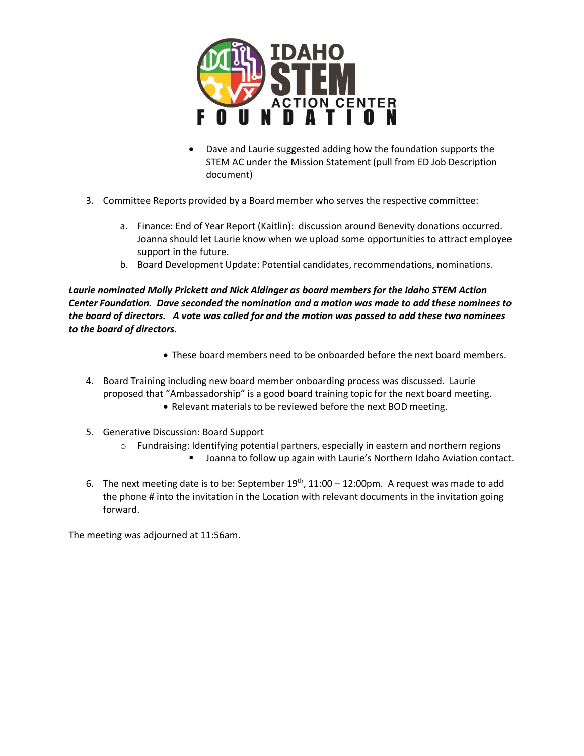- Dave and Laurie suggested adding how the foundation supports the STEM AC under the Mission Statement (pull from ED Job Description document)

3. Committee Reports provided by a Board member who serves the respective committee:

   a. Finance: End of Year Report (Kaitlin): discussion around Benevity donations occurred. Joanna should let Laurie know when we upload some opportunities to attract employee support in the future.
   b. Board Development Update: Potential candidates, recommendations, nominations.

***Laurie nominated Molly Prickett and Nick Aldinger as board members for the Idaho STEM Action Center Foundation. Dave seconded the nomination and a motion was made to add these nominees to the board of directors. A vote was called for and the motion was passed to add these two nominees to the board of directors.***

- These board members need to be onboarded before the next board members.

4. Board Training including new board member onboarding process was discussed. Laurie proposed that "Ambassadorship" is a good board training topic for the next board meeting.
   - Relevant materials to be reviewed before the next BOD meeting.

5. Generative Discussion: Board Support
   - Fundraising: Identifying potential partners, especially in eastern and northern regions
     - Joanna to follow up again with Laurie's Northern Idaho Aviation contact.

6. The next meeting date is to be: September 19th, 11:00 – 12:00pm. A request was made to add the phone # into the invitation in the Location with relevant documents in the invitation going forward.

The meeting was adjourned at 11:56am.